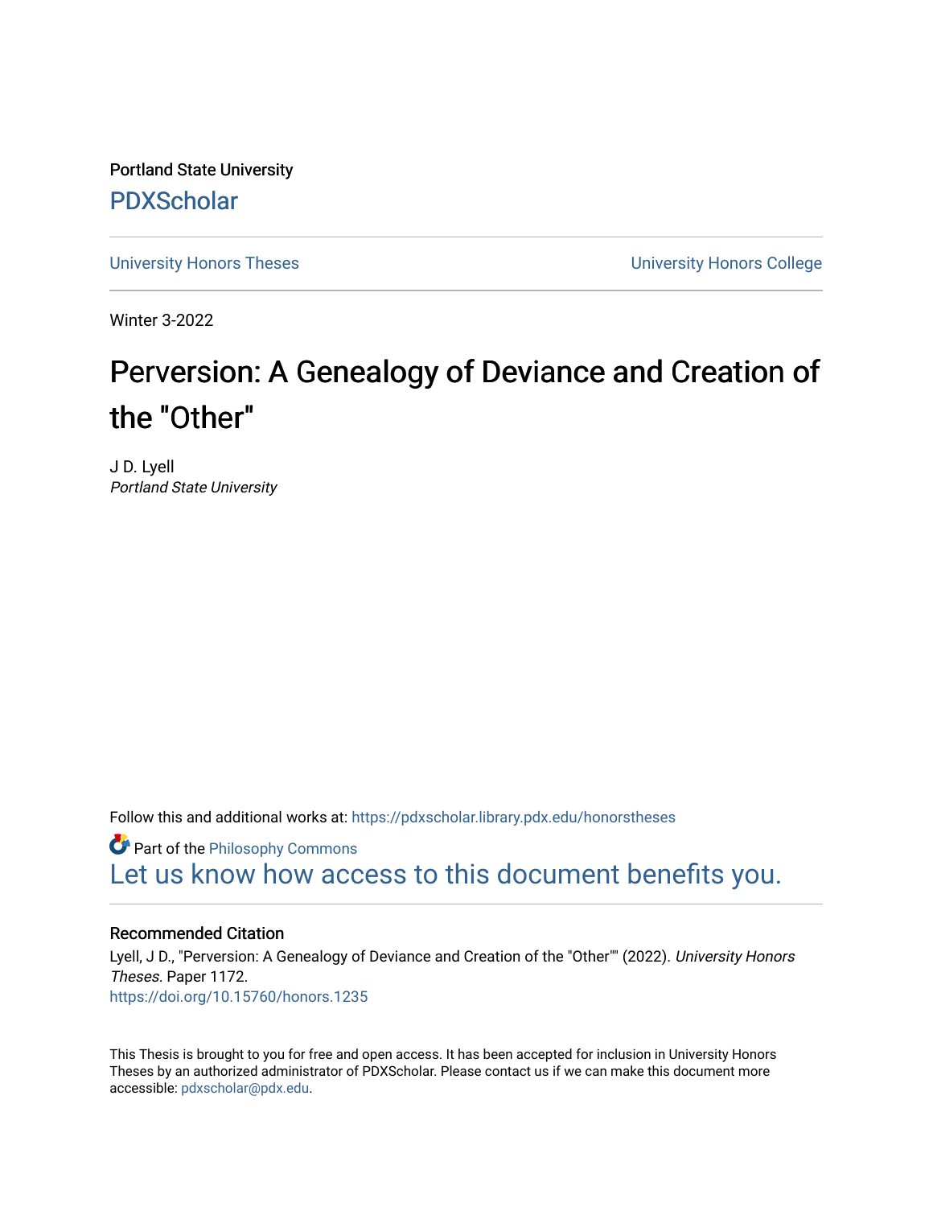Portland State University

PDXScholar

University Honors Theses | University Honors College

Winter 3-2022

# Perversion: A Genealogy of Deviance and Creation of the "Other"

J D. Lyell

*Portland State University*

Follow this and additional works at: https://pdxscholar.library.pdx.edu/honorstheses

Part of the Philosophy Commons

Let us know how access to this document benefits you.

### Recommended Citation

Lyell, J D., "Perversion: A Genealogy of Deviance and Creation of the "Other"" (2022). *University Honors Theses.* Paper 1172.

https://doi.org/10.15760/honors.1235

This Thesis is brought to you for free and open access. It has been accepted for inclusion in University Honors Theses by an authorized administrator of PDXScholar. Please contact us if we can make this document more accessible: pdxscholar@pdx.edu.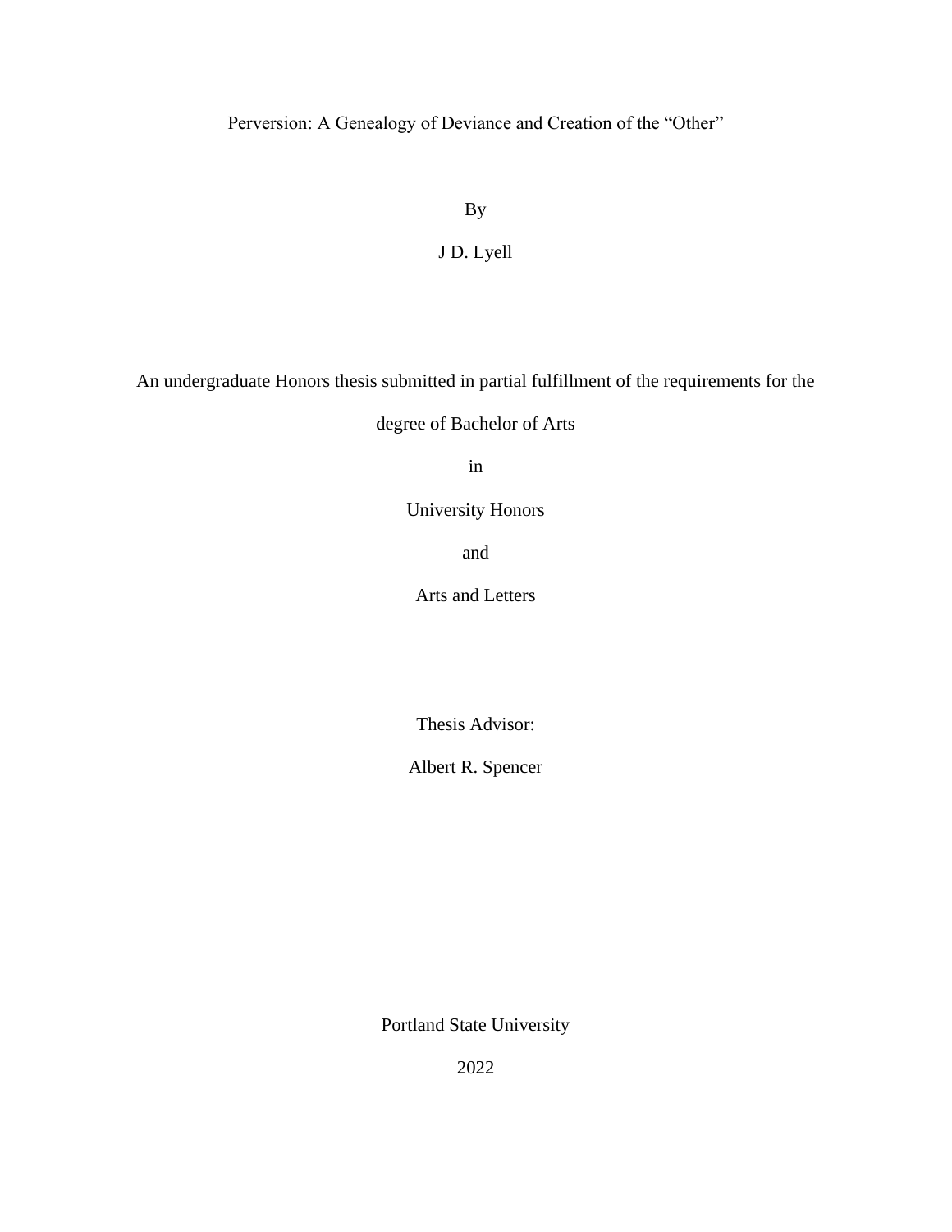# Perversion: A Genealogy of Deviance and Creation of the "Other"

By

J D. Lyell

An undergraduate Honors thesis submitted in partial fulfillment of the requirements for the degree of Bachelor of Arts

in

University Honors

and

Arts and Letters

Thesis Advisor:

Albert R. Spencer

Portland State University

2022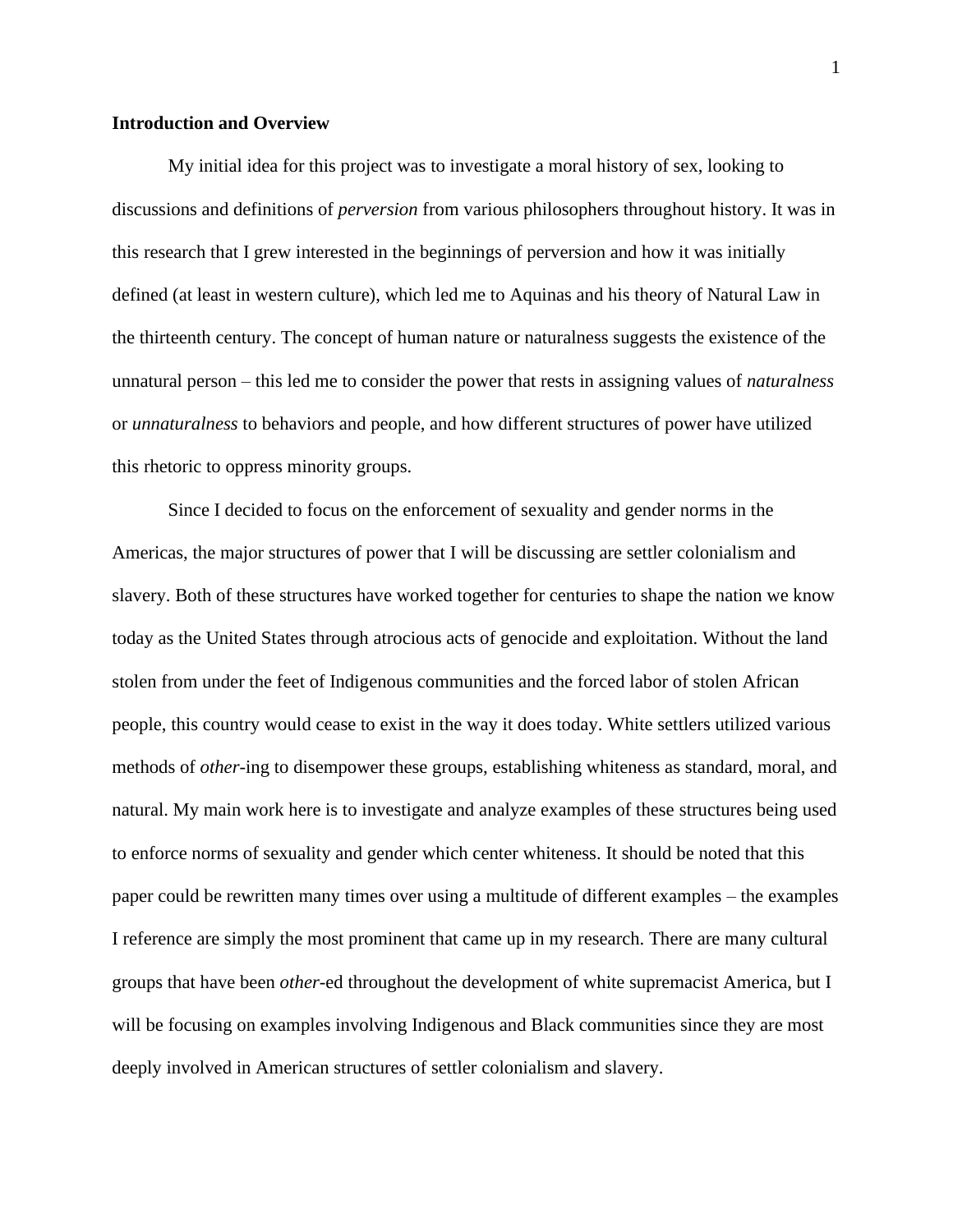**Introduction and Overview**

My initial idea for this project was to investigate a moral history of sex, looking to discussions and definitions of *perversion* from various philosophers throughout history. It was in this research that I grew interested in the beginnings of perversion and how it was initially defined (at least in western culture), which led me to Aquinas and his theory of Natural Law in the thirteenth century. The concept of human nature or naturalness suggests the existence of the unnatural person – this led me to consider the power that rests in assigning values of *naturalness* or *unnaturalness* to behaviors and people, and how different structures of power have utilized this rhetoric to oppress minority groups.

Since I decided to focus on the enforcement of sexuality and gender norms in the Americas, the major structures of power that I will be discussing are settler colonialism and slavery. Both of these structures have worked together for centuries to shape the nation we know today as the United States through atrocious acts of genocide and exploitation. Without the land stolen from under the feet of Indigenous communities and the forced labor of stolen African people, this country would cease to exist in the way it does today. White settlers utilized various methods of *other*-ing to disempower these groups, establishing whiteness as standard, moral, and natural. My main work here is to investigate and analyze examples of these structures being used to enforce norms of sexuality and gender which center whiteness. It should be noted that this paper could be rewritten many times over using a multitude of different examples – the examples I reference are simply the most prominent that came up in my research. There are many cultural groups that have been *other*-ed throughout the development of white supremacist America, but I will be focusing on examples involving Indigenous and Black communities since they are most deeply involved in American structures of settler colonialism and slavery.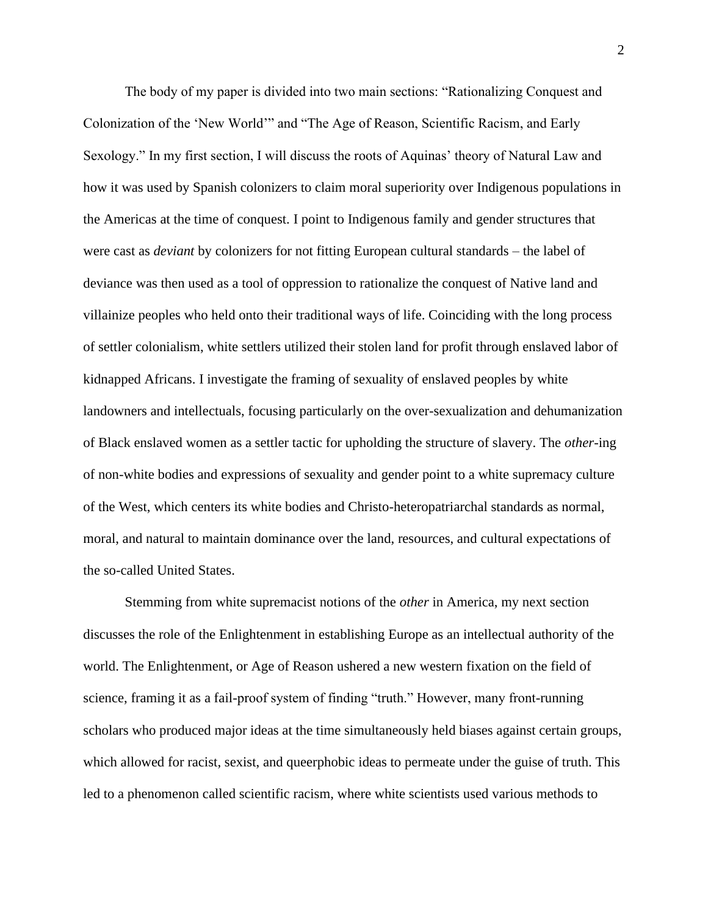The body of my paper is divided into two main sections: "Rationalizing Conquest and Colonization of the 'New World'" and "The Age of Reason, Scientific Racism, and Early Sexology." In my first section, I will discuss the roots of Aquinas' theory of Natural Law and how it was used by Spanish colonizers to claim moral superiority over Indigenous populations in the Americas at the time of conquest. I point to Indigenous family and gender structures that were cast as *deviant* by colonizers for not fitting European cultural standards – the label of deviance was then used as a tool of oppression to rationalize the conquest of Native land and villainize peoples who held onto their traditional ways of life. Coinciding with the long process of settler colonialism, white settlers utilized their stolen land for profit through enslaved labor of kidnapped Africans. I investigate the framing of sexuality of enslaved peoples by white landowners and intellectuals, focusing particularly on the over-sexualization and dehumanization of Black enslaved women as a settler tactic for upholding the structure of slavery. The *other*-ing of non-white bodies and expressions of sexuality and gender point to a white supremacy culture of the West, which centers its white bodies and Christo-heteropatriarchal standards as normal, moral, and natural to maintain dominance over the land, resources, and cultural expectations of the so-called United States.

Stemming from white supremacist notions of the *other* in America, my next section discusses the role of the Enlightenment in establishing Europe as an intellectual authority of the world. The Enlightenment, or Age of Reason ushered a new western fixation on the field of science, framing it as a fail-proof system of finding "truth." However, many front-running scholars who produced major ideas at the time simultaneously held biases against certain groups, which allowed for racist, sexist, and queerphobic ideas to permeate under the guise of truth. This led to a phenomenon called scientific racism, where white scientists used various methods to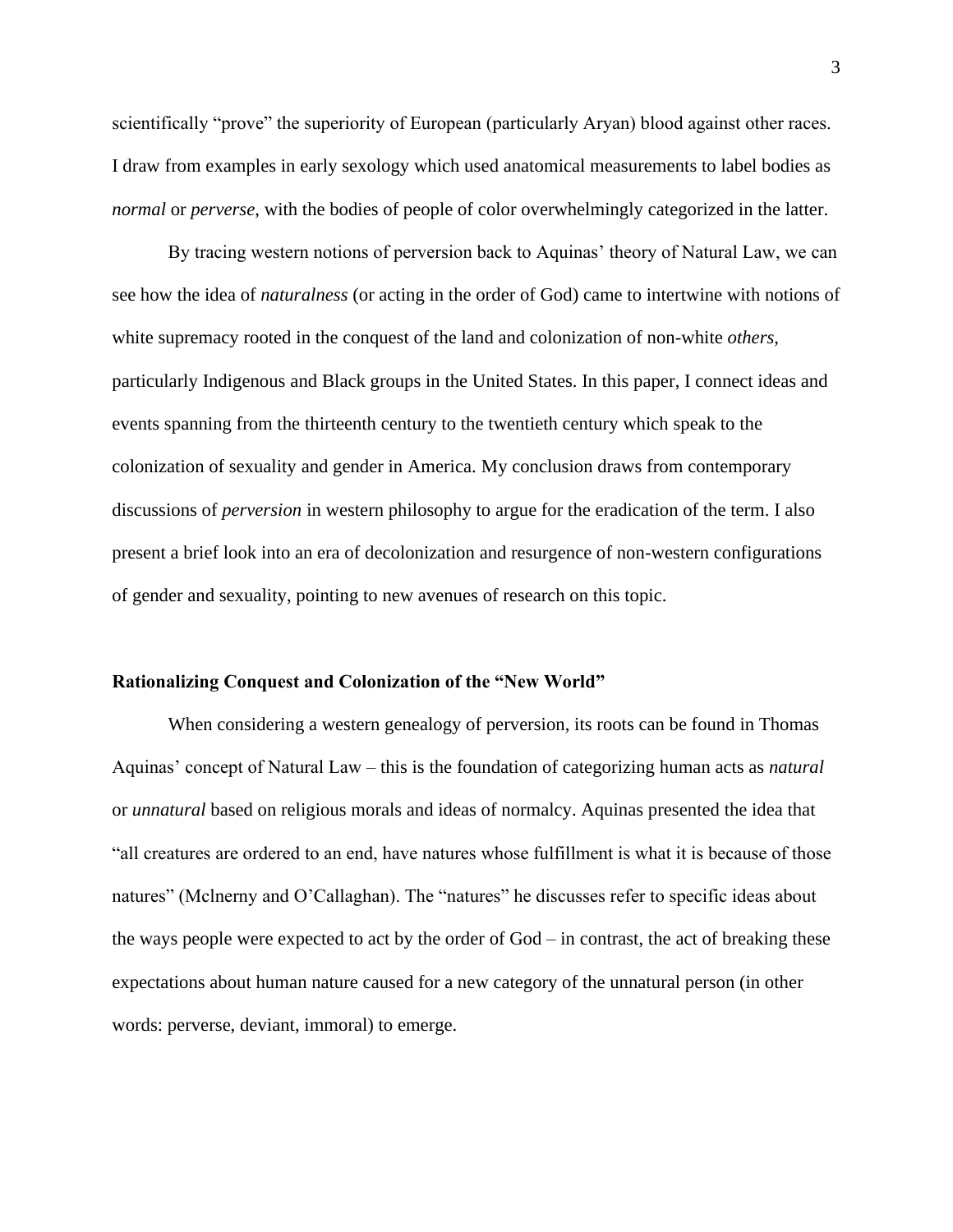scientifically "prove" the superiority of European (particularly Aryan) blood against other races. I draw from examples in early sexology which used anatomical measurements to label bodies as *normal* or *perverse*, with the bodies of people of color overwhelmingly categorized in the latter.

By tracing western notions of perversion back to Aquinas' theory of Natural Law, we can see how the idea of *naturalness* (or acting in the order of God) came to intertwine with notions of white supremacy rooted in the conquest of the land and colonization of non-white *others*, particularly Indigenous and Black groups in the United States. In this paper, I connect ideas and events spanning from the thirteenth century to the twentieth century which speak to the colonization of sexuality and gender in America. My conclusion draws from contemporary discussions of *perversion* in western philosophy to argue for the eradication of the term. I also present a brief look into an era of decolonization and resurgence of non-western configurations of gender and sexuality, pointing to new avenues of research on this topic.

## Rationalizing Conquest and Colonization of the "New World"

When considering a western genealogy of perversion, its roots can be found in Thomas Aquinas' concept of Natural Law – this is the foundation of categorizing human acts as *natural* or *unnatural* based on religious morals and ideas of normalcy. Aquinas presented the idea that "all creatures are ordered to an end, have natures whose fulfillment is what it is because of those natures" (Mclnerny and O'Callaghan). The "natures" he discusses refer to specific ideas about the ways people were expected to act by the order of God – in contrast, the act of breaking these expectations about human nature caused for a new category of the unnatural person (in other words: perverse, deviant, immoral) to emerge.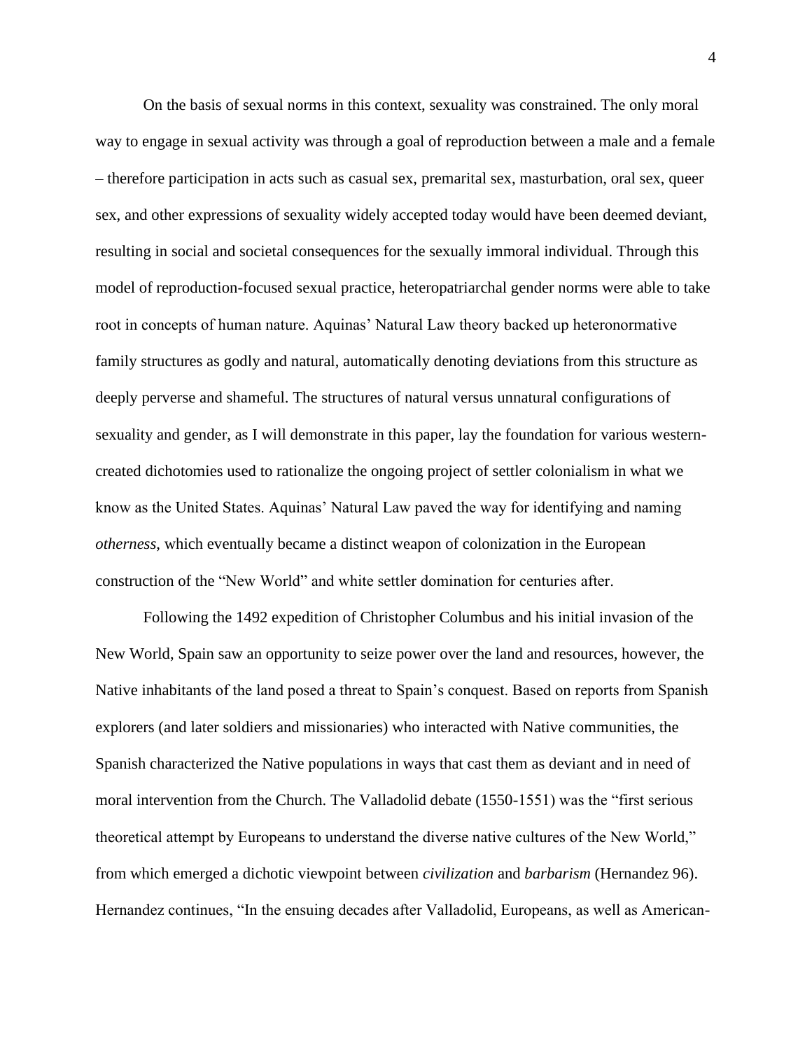On the basis of sexual norms in this context, sexuality was constrained. The only moral way to engage in sexual activity was through a goal of reproduction between a male and a female – therefore participation in acts such as casual sex, premarital sex, masturbation, oral sex, queer sex, and other expressions of sexuality widely accepted today would have been deemed deviant, resulting in social and societal consequences for the sexually immoral individual. Through this model of reproduction-focused sexual practice, heteropatriarchal gender norms were able to take root in concepts of human nature. Aquinas' Natural Law theory backed up heteronormative family structures as godly and natural, automatically denoting deviations from this structure as deeply perverse and shameful. The structures of natural versus unnatural configurations of sexuality and gender, as I will demonstrate in this paper, lay the foundation for various western-created dichotomies used to rationalize the ongoing project of settler colonialism in what we know as the United States. Aquinas' Natural Law paved the way for identifying and naming *otherness*, which eventually became a distinct weapon of colonization in the European construction of the "New World" and white settler domination for centuries after.

Following the 1492 expedition of Christopher Columbus and his initial invasion of the New World, Spain saw an opportunity to seize power over the land and resources, however, the Native inhabitants of the land posed a threat to Spain's conquest. Based on reports from Spanish explorers (and later soldiers and missionaries) who interacted with Native communities, the Spanish characterized the Native populations in ways that cast them as deviant and in need of moral intervention from the Church. The Valladolid debate (1550-1551) was the "first serious theoretical attempt by Europeans to understand the diverse native cultures of the New World," from which emerged a dichotic viewpoint between *civilization* and *barbarism* (Hernandez 96). Hernandez continues, "In the ensuing decades after Valladolid, Europeans, as well as American-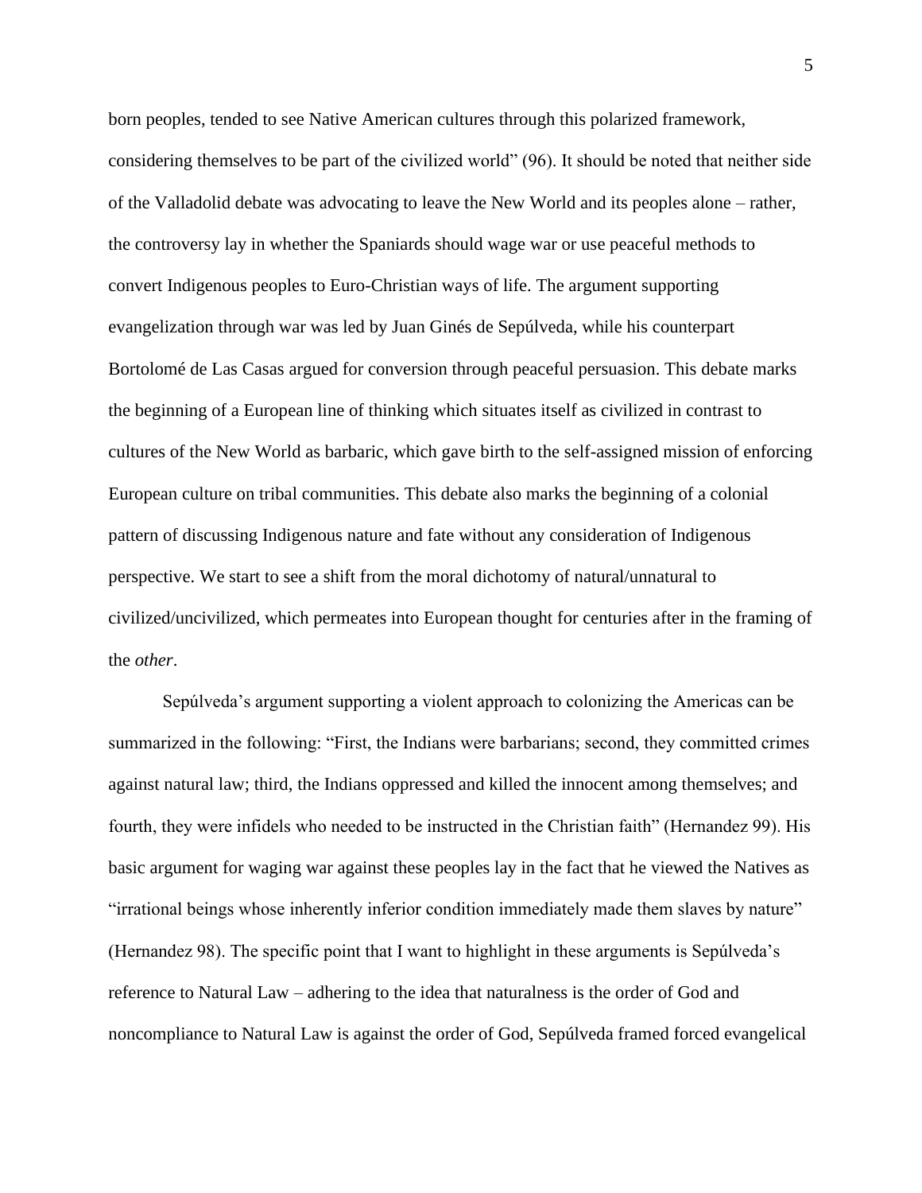born peoples, tended to see Native American cultures through this polarized framework, considering themselves to be part of the civilized world" (96). It should be noted that neither side of the Valladolid debate was advocating to leave the New World and its peoples alone – rather, the controversy lay in whether the Spaniards should wage war or use peaceful methods to convert Indigenous peoples to Euro-Christian ways of life. The argument supporting evangelization through war was led by Juan Ginés de Sepúlveda, while his counterpart Bortolomé de Las Casas argued for conversion through peaceful persuasion. This debate marks the beginning of a European line of thinking which situates itself as civilized in contrast to cultures of the New World as barbaric, which gave birth to the self-assigned mission of enforcing European culture on tribal communities. This debate also marks the beginning of a colonial pattern of discussing Indigenous nature and fate without any consideration of Indigenous perspective. We start to see a shift from the moral dichotomy of natural/unnatural to civilized/uncivilized, which permeates into European thought for centuries after in the framing of the *other*.

Sepúlveda's argument supporting a violent approach to colonizing the Americas can be summarized in the following: "First, the Indians were barbarians; second, they committed crimes against natural law; third, the Indians oppressed and killed the innocent among themselves; and fourth, they were infidels who needed to be instructed in the Christian faith" (Hernandez 99). His basic argument for waging war against these peoples lay in the fact that he viewed the Natives as "irrational beings whose inherently inferior condition immediately made them slaves by nature" (Hernandez 98). The specific point that I want to highlight in these arguments is Sepúlveda's reference to Natural Law – adhering to the idea that naturalness is the order of God and noncompliance to Natural Law is against the order of God, Sepúlveda framed forced evangelical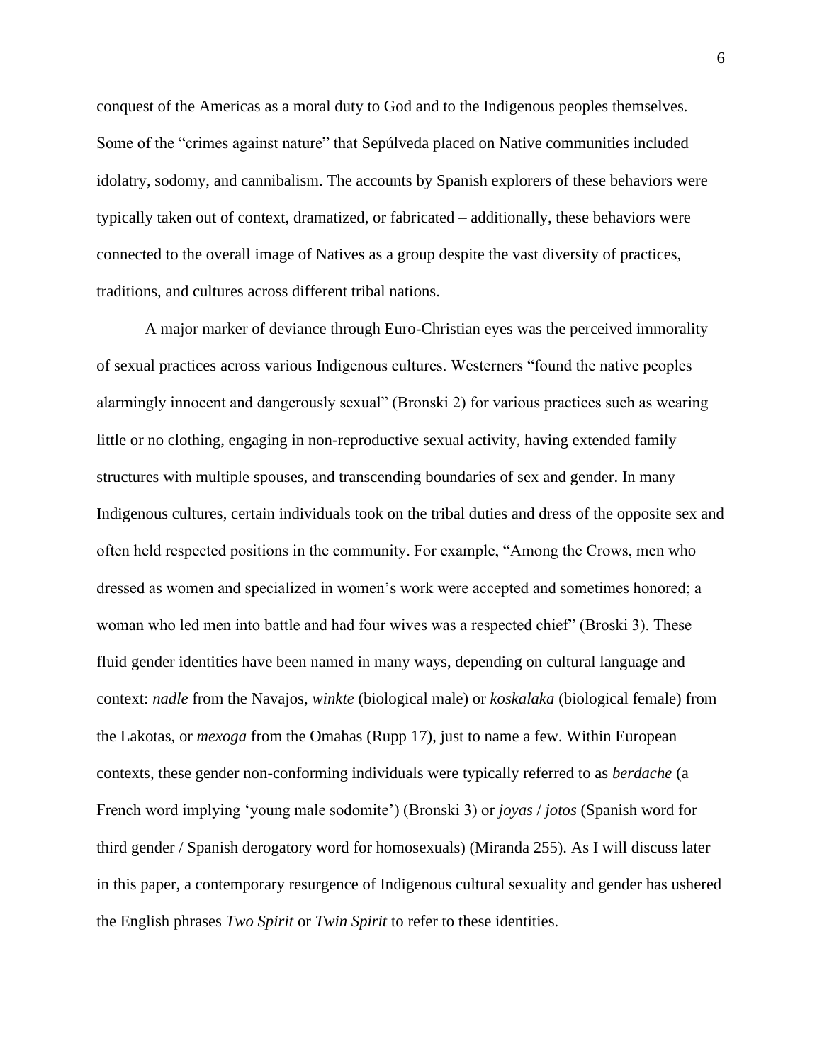conquest of the Americas as a moral duty to God and to the Indigenous peoples themselves. Some of the "crimes against nature" that Sepúlveda placed on Native communities included idolatry, sodomy, and cannibalism. The accounts by Spanish explorers of these behaviors were typically taken out of context, dramatized, or fabricated – additionally, these behaviors were connected to the overall image of Natives as a group despite the vast diversity of practices, traditions, and cultures across different tribal nations.

A major marker of deviance through Euro-Christian eyes was the perceived immorality of sexual practices across various Indigenous cultures. Westerners "found the native peoples alarmingly innocent and dangerously sexual" (Bronski 2) for various practices such as wearing little or no clothing, engaging in non-reproductive sexual activity, having extended family structures with multiple spouses, and transcending boundaries of sex and gender. In many Indigenous cultures, certain individuals took on the tribal duties and dress of the opposite sex and often held respected positions in the community. For example, "Among the Crows, men who dressed as women and specialized in women's work were accepted and sometimes honored; a woman who led men into battle and had four wives was a respected chief" (Broski 3). These fluid gender identities have been named in many ways, depending on cultural language and context: *nadle* from the Navajos, *winkte* (biological male) or *koskalaka* (biological female) from the Lakotas, or *mexoga* from the Omahas (Rupp 17), just to name a few. Within European contexts, these gender non-conforming individuals were typically referred to as *berdache* (a French word implying 'young male sodomite') (Bronski 3) or *joyas* / *jotos* (Spanish word for third gender / Spanish derogatory word for homosexuals) (Miranda 255). As I will discuss later in this paper, a contemporary resurgence of Indigenous cultural sexuality and gender has ushered the English phrases *Two Spirit* or *Twin Spirit* to refer to these identities.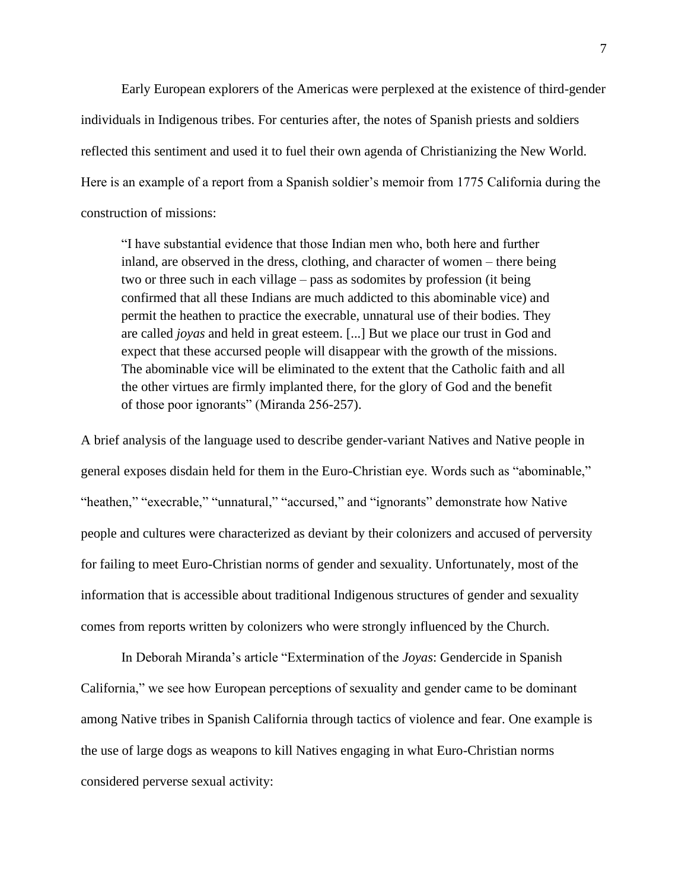Early European explorers of the Americas were perplexed at the existence of third-gender individuals in Indigenous tribes. For centuries after, the notes of Spanish priests and soldiers reflected this sentiment and used it to fuel their own agenda of Christianizing the New World. Here is an example of a report from a Spanish soldier's memoir from 1775 California during the construction of missions:

> "I have substantial evidence that those Indian men who, both here and further inland, are observed in the dress, clothing, and character of women – there being two or three such in each village – pass as sodomites by profession (it being confirmed that all these Indians are much addicted to this abominable vice) and permit the heathen to practice the execrable, unnatural use of their bodies. They are called *joyas* and held in great esteem. [...] But we place our trust in God and expect that these accursed people will disappear with the growth of the missions. The abominable vice will be eliminated to the extent that the Catholic faith and all the other virtues are firmly implanted there, for the glory of God and the benefit of those poor ignorants" (Miranda 256-257).

A brief analysis of the language used to describe gender-variant Natives and Native people in general exposes disdain held for them in the Euro-Christian eye. Words such as "abominable," "heathen," "execrable," "unnatural," "accursed," and "ignorants" demonstrate how Native people and cultures were characterized as deviant by their colonizers and accused of perversity for failing to meet Euro-Christian norms of gender and sexuality. Unfortunately, most of the information that is accessible about traditional Indigenous structures of gender and sexuality comes from reports written by colonizers who were strongly influenced by the Church.

In Deborah Miranda's article "Extermination of the *Joyas*: Gendercide in Spanish California," we see how European perceptions of sexuality and gender came to be dominant among Native tribes in Spanish California through tactics of violence and fear. One example is the use of large dogs as weapons to kill Natives engaging in what Euro-Christian norms considered perverse sexual activity: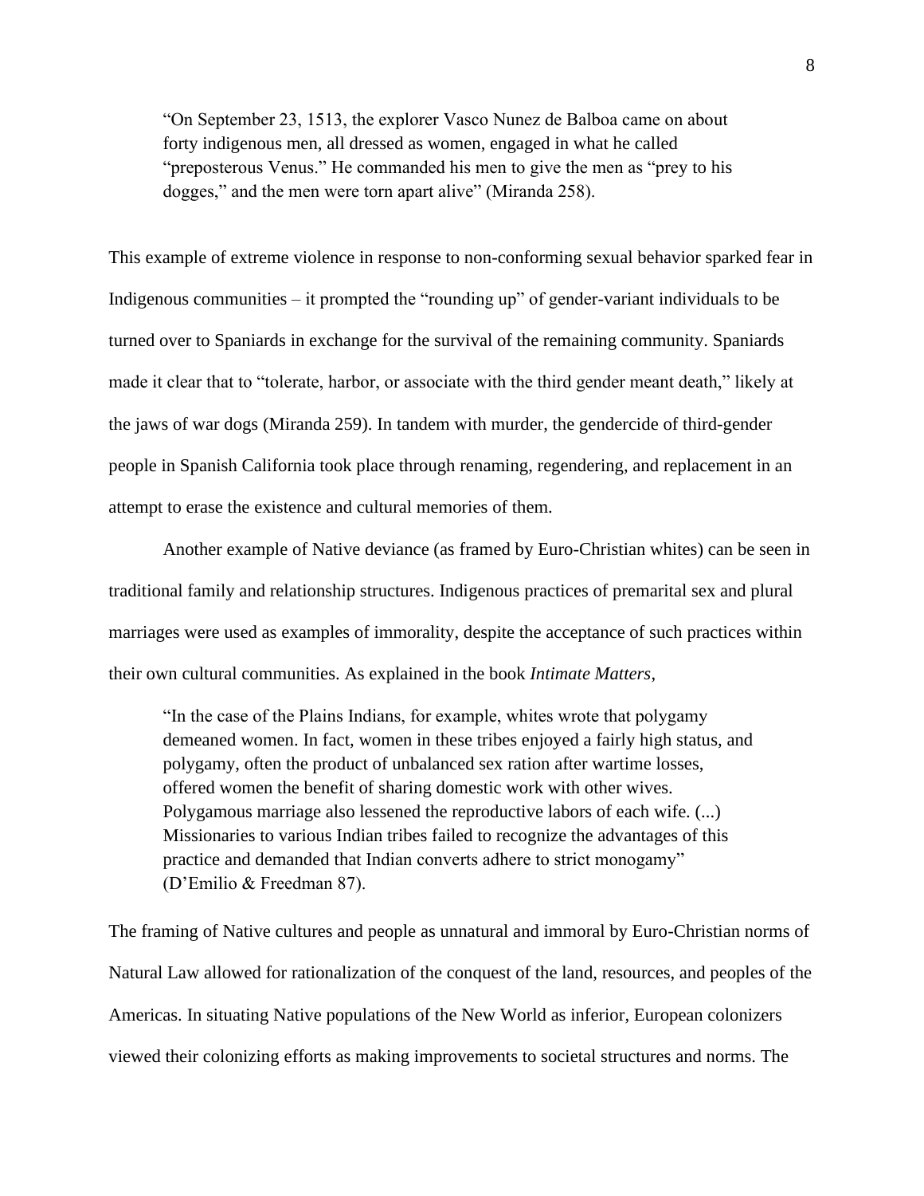> "On September 23, 1513, the explorer Vasco Nunez de Balboa came on about forty indigenous men, all dressed as women, engaged in what he called "preposterous Venus." He commanded his men to give the men as "prey to his dogges," and the men were torn apart alive" (Miranda 258).

This example of extreme violence in response to non-conforming sexual behavior sparked fear in Indigenous communities – it prompted the "rounding up" of gender-variant individuals to be turned over to Spaniards in exchange for the survival of the remaining community. Spaniards made it clear that to "tolerate, harbor, or associate with the third gender meant death," likely at the jaws of war dogs (Miranda 259). In tandem with murder, the gendercide of third-gender people in Spanish California took place through renaming, regendering, and replacement in an attempt to erase the existence and cultural memories of them.

Another example of Native deviance (as framed by Euro-Christian whites) can be seen in traditional family and relationship structures. Indigenous practices of premarital sex and plural marriages were used as examples of immorality, despite the acceptance of such practices within their own cultural communities. As explained in the book *Intimate Matters*,

> "In the case of the Plains Indians, for example, whites wrote that polygamy demeaned women. In fact, women in these tribes enjoyed a fairly high status, and polygamy, often the product of unbalanced sex ration after wartime losses, offered women the benefit of sharing domestic work with other wives. Polygamous marriage also lessened the reproductive labors of each wife. (...) Missionaries to various Indian tribes failed to recognize the advantages of this practice and demanded that Indian converts adhere to strict monogamy" (D'Emilio & Freedman 87).

The framing of Native cultures and people as unnatural and immoral by Euro-Christian norms of Natural Law allowed for rationalization of the conquest of the land, resources, and peoples of the Americas. In situating Native populations of the New World as inferior, European colonizers viewed their colonizing efforts as making improvements to societal structures and norms. The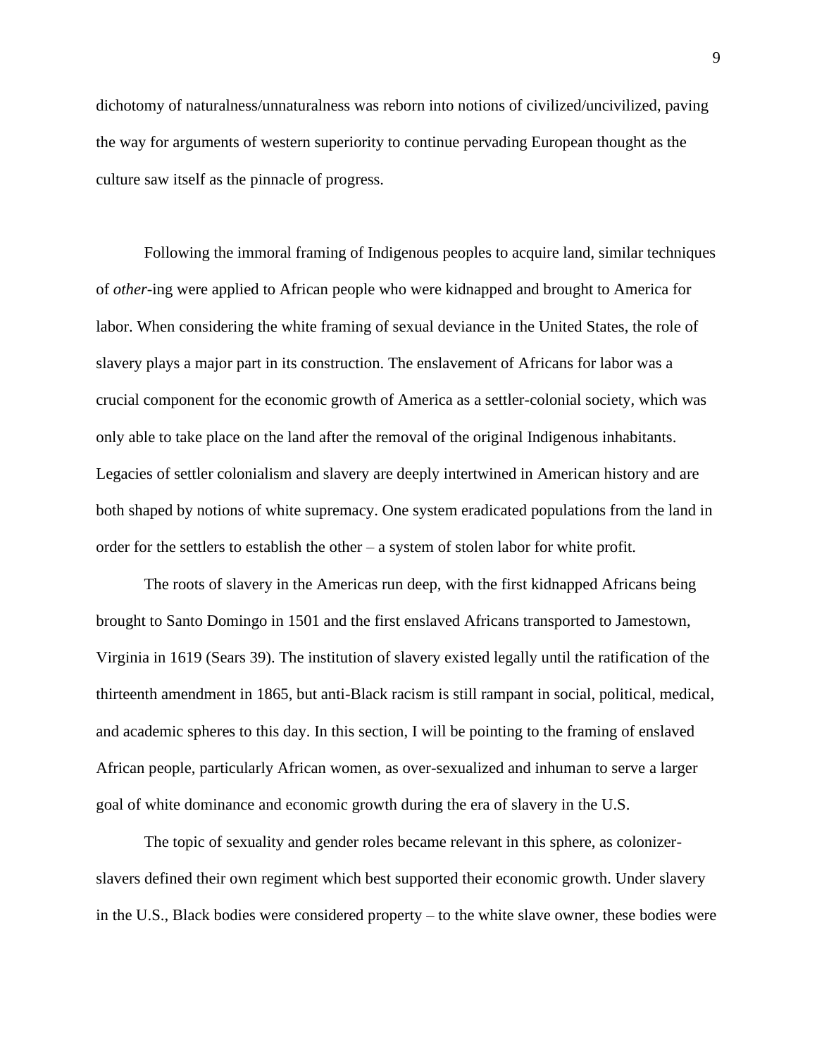dichotomy of naturalness/unnaturalness was reborn into notions of civilized/uncivilized, paving the way for arguments of western superiority to continue pervading European thought as the culture saw itself as the pinnacle of progress.

Following the immoral framing of Indigenous peoples to acquire land, similar techniques of *other*-ing were applied to African people who were kidnapped and brought to America for labor. When considering the white framing of sexual deviance in the United States, the role of slavery plays a major part in its construction. The enslavement of Africans for labor was a crucial component for the economic growth of America as a settler-colonial society, which was only able to take place on the land after the removal of the original Indigenous inhabitants. Legacies of settler colonialism and slavery are deeply intertwined in American history and are both shaped by notions of white supremacy. One system eradicated populations from the land in order for the settlers to establish the other – a system of stolen labor for white profit.

The roots of slavery in the Americas run deep, with the first kidnapped Africans being brought to Santo Domingo in 1501 and the first enslaved Africans transported to Jamestown, Virginia in 1619 (Sears 39). The institution of slavery existed legally until the ratification of the thirteenth amendment in 1865, but anti-Black racism is still rampant in social, political, medical, and academic spheres to this day. In this section, I will be pointing to the framing of enslaved African people, particularly African women, as over-sexualized and inhuman to serve a larger goal of white dominance and economic growth during the era of slavery in the U.S.

The topic of sexuality and gender roles became relevant in this sphere, as colonizer-slavers defined their own regiment which best supported their economic growth. Under slavery in the U.S., Black bodies were considered property – to the white slave owner, these bodies were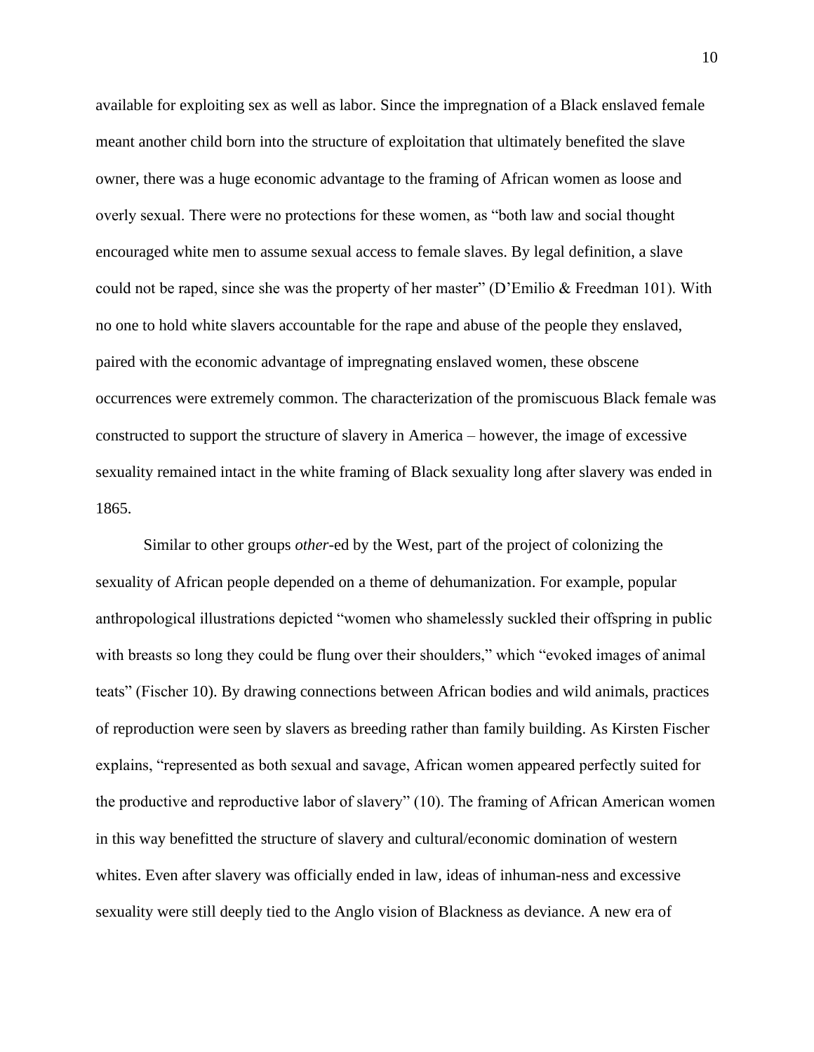available for exploiting sex as well as labor. Since the impregnation of a Black enslaved female meant another child born into the structure of exploitation that ultimately benefited the slave owner, there was a huge economic advantage to the framing of African women as loose and overly sexual. There were no protections for these women, as "both law and social thought encouraged white men to assume sexual access to female slaves. By legal definition, a slave could not be raped, since she was the property of her master" (D'Emilio & Freedman 101). With no one to hold white slavers accountable for the rape and abuse of the people they enslaved, paired with the economic advantage of impregnating enslaved women, these obscene occurrences were extremely common. The characterization of the promiscuous Black female was constructed to support the structure of slavery in America – however, the image of excessive sexuality remained intact in the white framing of Black sexuality long after slavery was ended in 1865.

Similar to other groups *other*-ed by the West, part of the project of colonizing the sexuality of African people depended on a theme of dehumanization. For example, popular anthropological illustrations depicted "women who shamelessly suckled their offspring in public with breasts so long they could be flung over their shoulders," which "evoked images of animal teats" (Fischer 10). By drawing connections between African bodies and wild animals, practices of reproduction were seen by slavers as breeding rather than family building. As Kirsten Fischer explains, "represented as both sexual and savage, African women appeared perfectly suited for the productive and reproductive labor of slavery" (10). The framing of African American women in this way benefitted the structure of slavery and cultural/economic domination of western whites. Even after slavery was officially ended in law, ideas of inhuman-ness and excessive sexuality were still deeply tied to the Anglo vision of Blackness as deviance. A new era of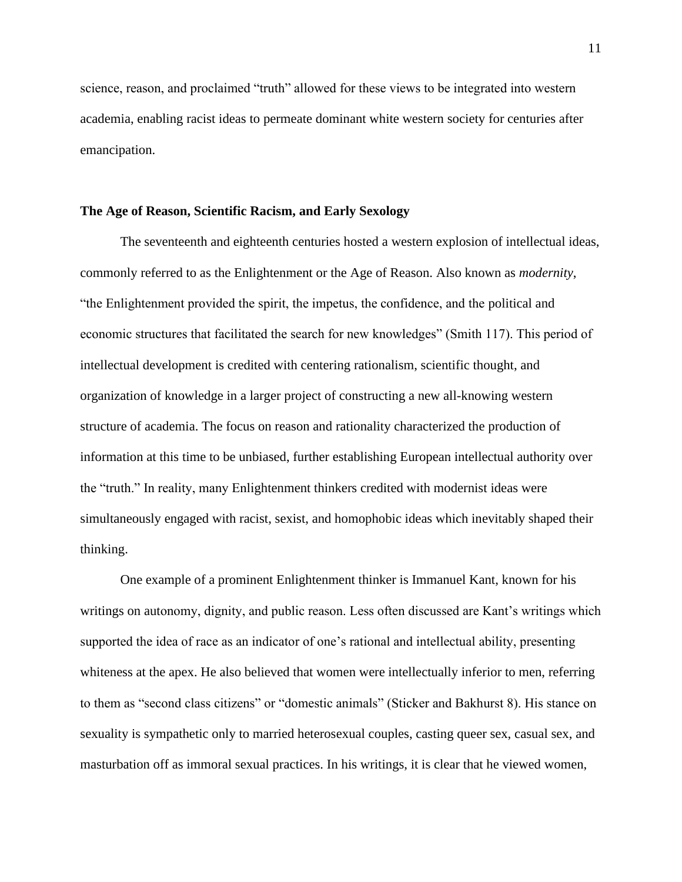science, reason, and proclaimed "truth" allowed for these views to be integrated into western academia, enabling racist ideas to permeate dominant white western society for centuries after emancipation.

### The Age of Reason, Scientific Racism, and Early Sexology

The seventeenth and eighteenth centuries hosted a western explosion of intellectual ideas, commonly referred to as the Enlightenment or the Age of Reason. Also known as *modernity*, "the Enlightenment provided the spirit, the impetus, the confidence, and the political and economic structures that facilitated the search for new knowledges" (Smith 117). This period of intellectual development is credited with centering rationalism, scientific thought, and organization of knowledge in a larger project of constructing a new all-knowing western structure of academia. The focus on reason and rationality characterized the production of information at this time to be unbiased, further establishing European intellectual authority over the "truth." In reality, many Enlightenment thinkers credited with modernist ideas were simultaneously engaged with racist, sexist, and homophobic ideas which inevitably shaped their thinking.

One example of a prominent Enlightenment thinker is Immanuel Kant, known for his writings on autonomy, dignity, and public reason. Less often discussed are Kant's writings which supported the idea of race as an indicator of one's rational and intellectual ability, presenting whiteness at the apex. He also believed that women were intellectually inferior to men, referring to them as "second class citizens" or "domestic animals" (Sticker and Bakhurst 8). His stance on sexuality is sympathetic only to married heterosexual couples, casting queer sex, casual sex, and masturbation off as immoral sexual practices. In his writings, it is clear that he viewed women,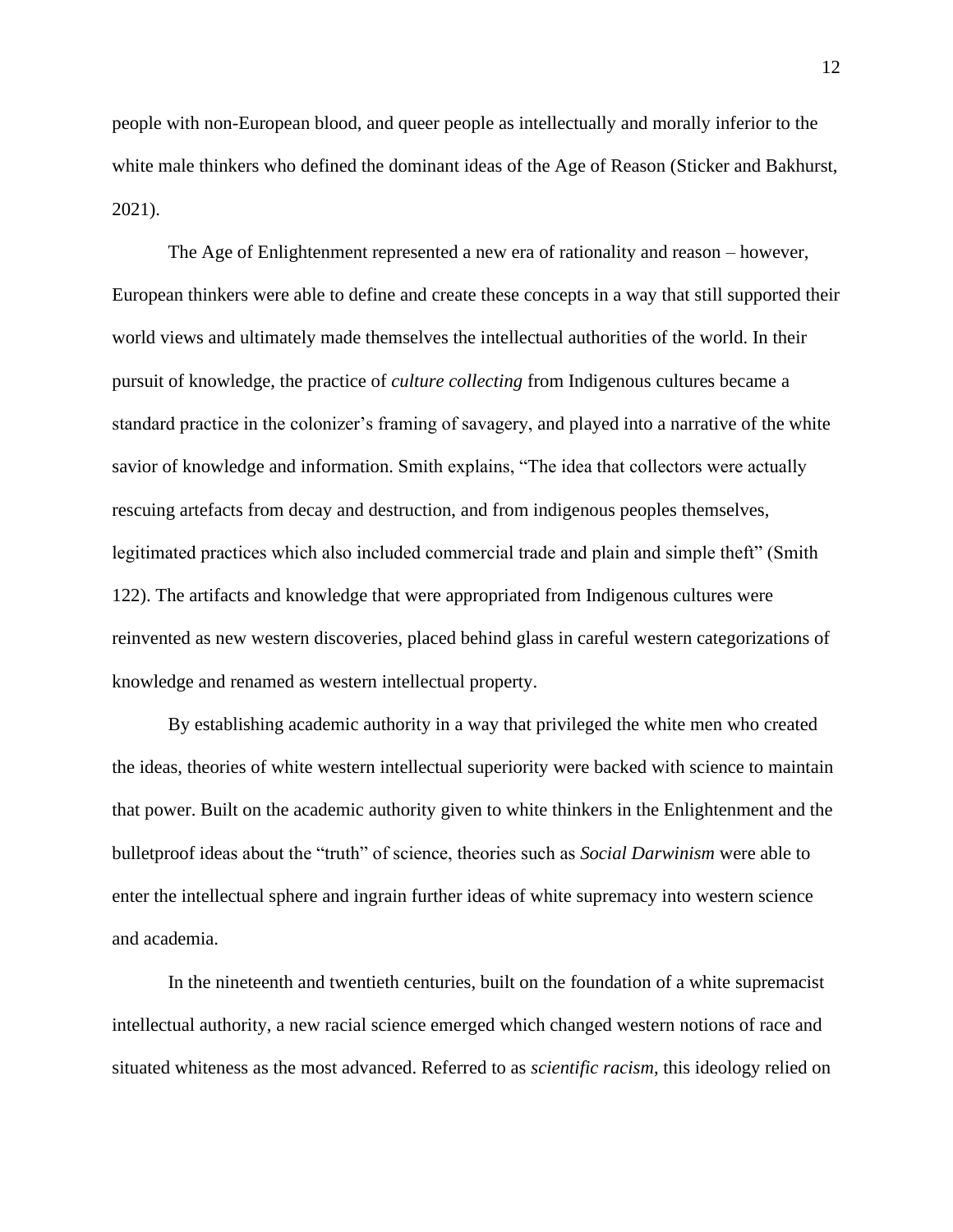people with non-European blood, and queer people as intellectually and morally inferior to the white male thinkers who defined the dominant ideas of the Age of Reason (Sticker and Bakhurst, 2021).

The Age of Enlightenment represented a new era of rationality and reason – however, European thinkers were able to define and create these concepts in a way that still supported their world views and ultimately made themselves the intellectual authorities of the world. In their pursuit of knowledge, the practice of *culture collecting* from Indigenous cultures became a standard practice in the colonizer's framing of savagery, and played into a narrative of the white savior of knowledge and information. Smith explains, "The idea that collectors were actually rescuing artefacts from decay and destruction, and from indigenous peoples themselves, legitimated practices which also included commercial trade and plain and simple theft" (Smith 122). The artifacts and knowledge that were appropriated from Indigenous cultures were reinvented as new western discoveries, placed behind glass in careful western categorizations of knowledge and renamed as western intellectual property.

By establishing academic authority in a way that privileged the white men who created the ideas, theories of white western intellectual superiority were backed with science to maintain that power. Built on the academic authority given to white thinkers in the Enlightenment and the bulletproof ideas about the "truth" of science, theories such as *Social Darwinism* were able to enter the intellectual sphere and ingrain further ideas of white supremacy into western science and academia.

In the nineteenth and twentieth centuries, built on the foundation of a white supremacist intellectual authority, a new racial science emerged which changed western notions of race and situated whiteness as the most advanced. Referred to as *scientific racism,* this ideology relied on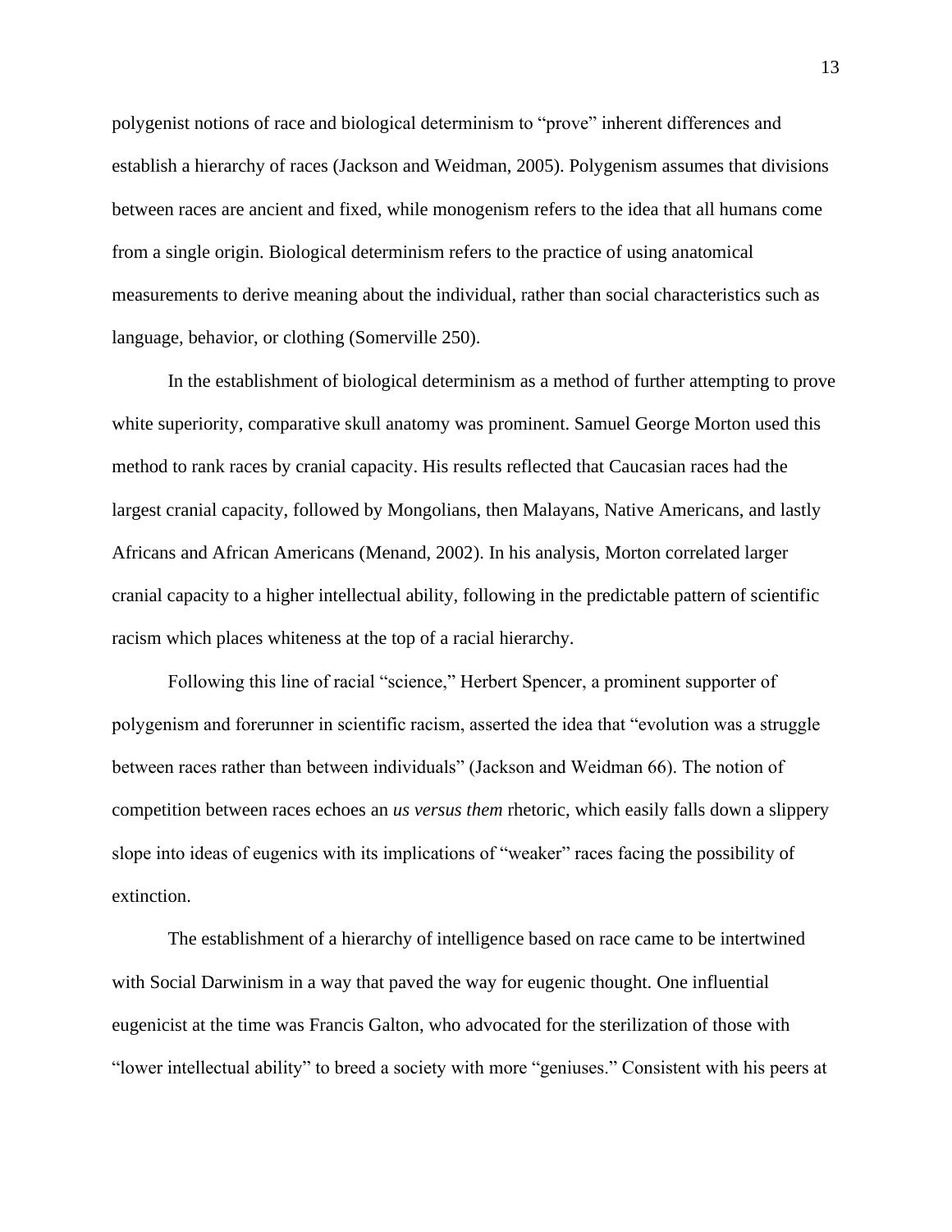polygenist notions of race and biological determinism to "prove" inherent differences and establish a hierarchy of races (Jackson and Weidman, 2005). Polygenism assumes that divisions between races are ancient and fixed, while monogenism refers to the idea that all humans come from a single origin. Biological determinism refers to the practice of using anatomical measurements to derive meaning about the individual, rather than social characteristics such as language, behavior, or clothing (Somerville 250).

In the establishment of biological determinism as a method of further attempting to prove white superiority, comparative skull anatomy was prominent. Samuel George Morton used this method to rank races by cranial capacity. His results reflected that Caucasian races had the largest cranial capacity, followed by Mongolians, then Malayans, Native Americans, and lastly Africans and African Americans (Menand, 2002). In his analysis, Morton correlated larger cranial capacity to a higher intellectual ability, following in the predictable pattern of scientific racism which places whiteness at the top of a racial hierarchy.

Following this line of racial "science," Herbert Spencer, a prominent supporter of polygenism and forerunner in scientific racism, asserted the idea that "evolution was a struggle between races rather than between individuals" (Jackson and Weidman 66). The notion of competition between races echoes an *us versus them* rhetoric, which easily falls down a slippery slope into ideas of eugenics with its implications of "weaker" races facing the possibility of extinction.

The establishment of a hierarchy of intelligence based on race came to be intertwined with Social Darwinism in a way that paved the way for eugenic thought. One influential eugenicist at the time was Francis Galton, who advocated for the sterilization of those with "lower intellectual ability" to breed a society with more "geniuses." Consistent with his peers at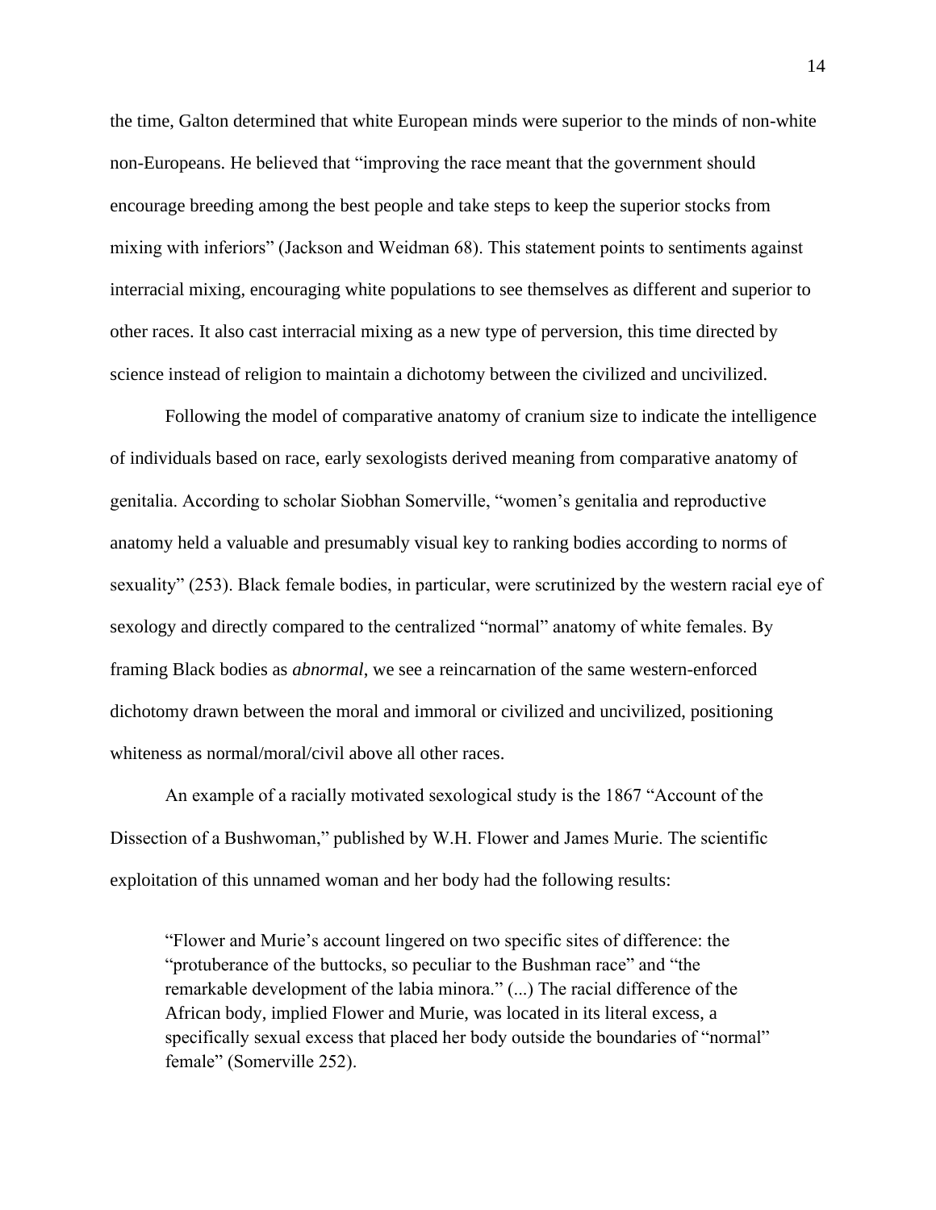the time, Galton determined that white European minds were superior to the minds of non-white non-Europeans. He believed that "improving the race meant that the government should encourage breeding among the best people and take steps to keep the superior stocks from mixing with inferiors" (Jackson and Weidman 68). This statement points to sentiments against interracial mixing, encouraging white populations to see themselves as different and superior to other races. It also cast interracial mixing as a new type of perversion, this time directed by science instead of religion to maintain a dichotomy between the civilized and uncivilized.

Following the model of comparative anatomy of cranium size to indicate the intelligence of individuals based on race, early sexologists derived meaning from comparative anatomy of genitalia. According to scholar Siobhan Somerville, "women's genitalia and reproductive anatomy held a valuable and presumably visual key to ranking bodies according to norms of sexuality" (253). Black female bodies, in particular, were scrutinized by the western racial eye of sexology and directly compared to the centralized "normal" anatomy of white females. By framing Black bodies as *abnormal*, we see a reincarnation of the same western-enforced dichotomy drawn between the moral and immoral or civilized and uncivilized, positioning whiteness as normal/moral/civil above all other races.

An example of a racially motivated sexological study is the 1867 "Account of the Dissection of a Bushwoman," published by W.H. Flower and James Murie. The scientific exploitation of this unnamed woman and her body had the following results:

> "Flower and Murie's account lingered on two specific sites of difference: the "protuberance of the buttocks, so peculiar to the Bushman race" and "the remarkable development of the labia minora." (...) The racial difference of the African body, implied Flower and Murie, was located in its literal excess, a specifically sexual excess that placed her body outside the boundaries of "normal" female" (Somerville 252).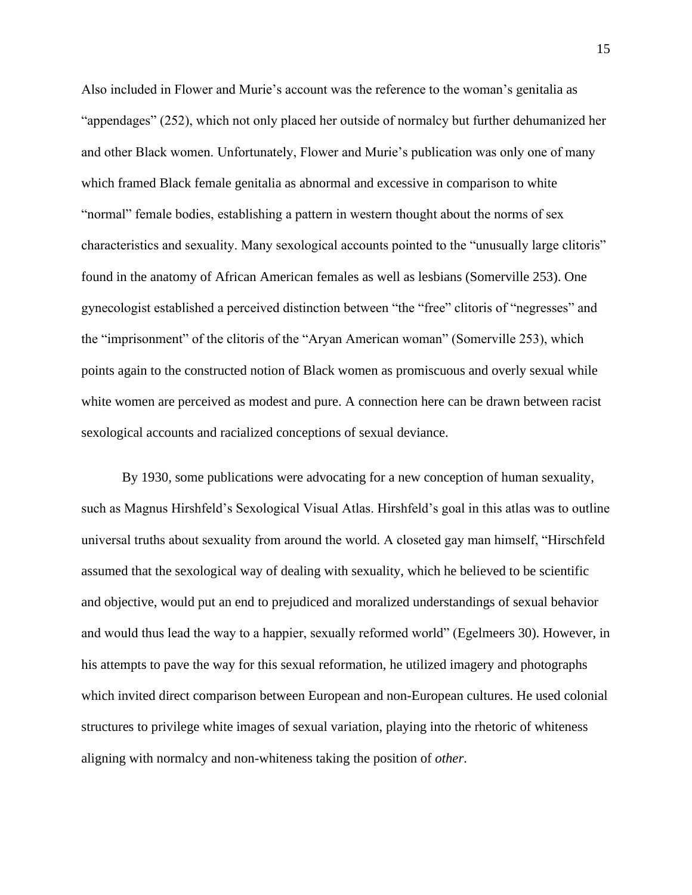Also included in Flower and Murie's account was the reference to the woman's genitalia as "appendages" (252), which not only placed her outside of normalcy but further dehumanized her and other Black women. Unfortunately, Flower and Murie's publication was only one of many which framed Black female genitalia as abnormal and excessive in comparison to white "normal" female bodies, establishing a pattern in western thought about the norms of sex characteristics and sexuality. Many sexological accounts pointed to the "unusually large clitoris" found in the anatomy of African American females as well as lesbians (Somerville 253). One gynecologist established a perceived distinction between "the "free" clitoris of "negresses" and the "imprisonment" of the clitoris of the "Aryan American woman" (Somerville 253), which points again to the constructed notion of Black women as promiscuous and overly sexual while white women are perceived as modest and pure. A connection here can be drawn between racist sexological accounts and racialized conceptions of sexual deviance.

By 1930, some publications were advocating for a new conception of human sexuality, such as Magnus Hirshfeld's Sexological Visual Atlas. Hirshfeld's goal in this atlas was to outline universal truths about sexuality from around the world. A closeted gay man himself, "Hirschfeld assumed that the sexological way of dealing with sexuality, which he believed to be scientific and objective, would put an end to prejudiced and moralized understandings of sexual behavior and would thus lead the way to a happier, sexually reformed world" (Egelmeers 30). However, in his attempts to pave the way for this sexual reformation, he utilized imagery and photographs which invited direct comparison between European and non-European cultures. He used colonial structures to privilege white images of sexual variation, playing into the rhetoric of whiteness aligning with normalcy and non-whiteness taking the position of *other*.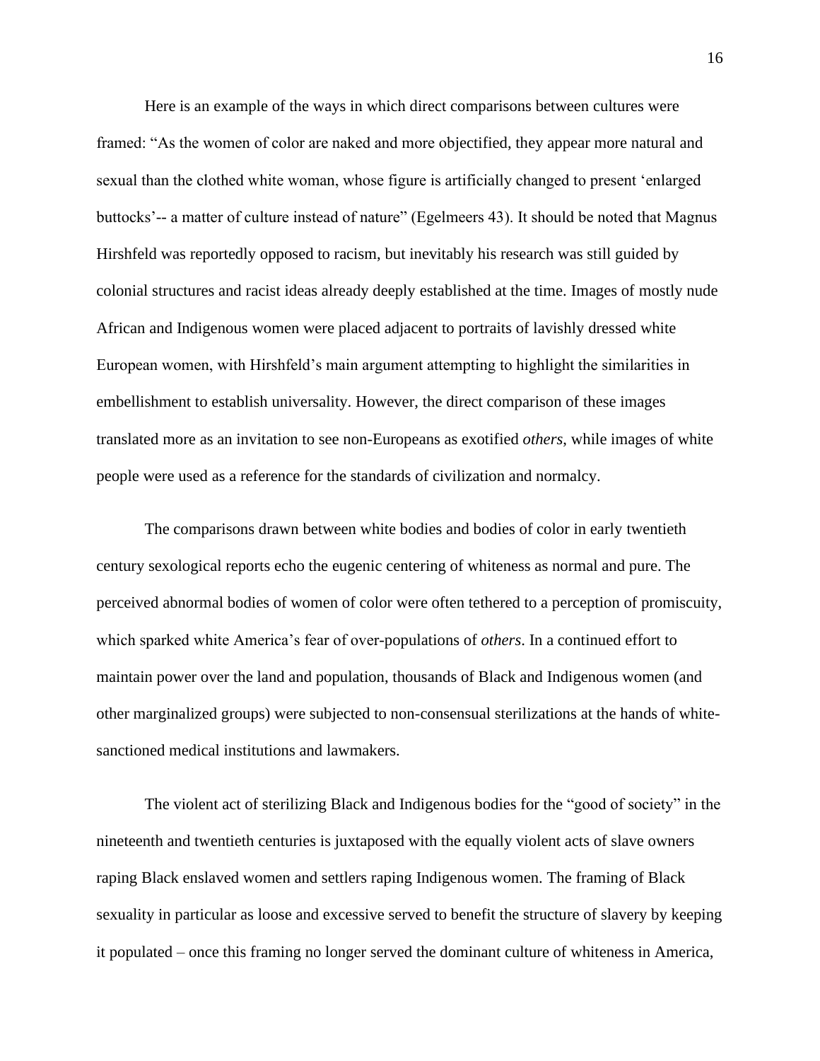Here is an example of the ways in which direct comparisons between cultures were framed: "As the women of color are naked and more objectified, they appear more natural and sexual than the clothed white woman, whose figure is artificially changed to present 'enlarged buttocks'-- a matter of culture instead of nature" (Egelmeers 43). It should be noted that Magnus Hirshfeld was reportedly opposed to racism, but inevitably his research was still guided by colonial structures and racist ideas already deeply established at the time. Images of mostly nude African and Indigenous women were placed adjacent to portraits of lavishly dressed white European women, with Hirshfeld's main argument attempting to highlight the similarities in embellishment to establish universality. However, the direct comparison of these images translated more as an invitation to see non-Europeans as exotified *others*, while images of white people were used as a reference for the standards of civilization and normalcy.

The comparisons drawn between white bodies and bodies of color in early twentieth century sexological reports echo the eugenic centering of whiteness as normal and pure. The perceived abnormal bodies of women of color were often tethered to a perception of promiscuity, which sparked white America's fear of over-populations of *others*. In a continued effort to maintain power over the land and population, thousands of Black and Indigenous women (and other marginalized groups) were subjected to non-consensual sterilizations at the hands of white-sanctioned medical institutions and lawmakers.

The violent act of sterilizing Black and Indigenous bodies for the "good of society" in the nineteenth and twentieth centuries is juxtaposed with the equally violent acts of slave owners raping Black enslaved women and settlers raping Indigenous women. The framing of Black sexuality in particular as loose and excessive served to benefit the structure of slavery by keeping it populated – once this framing no longer served the dominant culture of whiteness in America,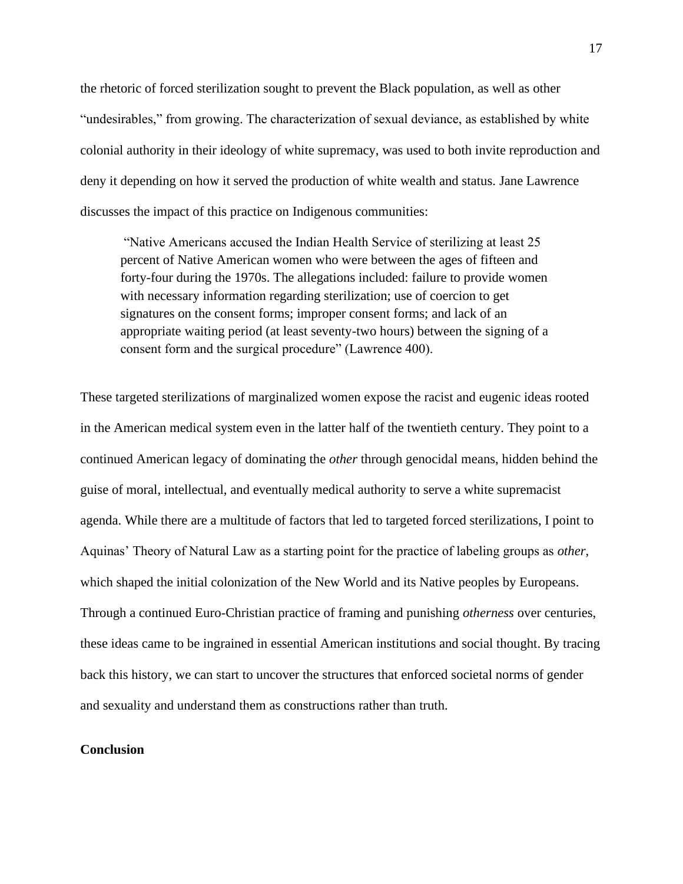the rhetoric of forced sterilization sought to prevent the Black population, as well as other "undesirables," from growing. The characterization of sexual deviance, as established by white colonial authority in their ideology of white supremacy, was used to both invite reproduction and deny it depending on how it served the production of white wealth and status. Jane Lawrence discusses the impact of this practice on Indigenous communities:

> "Native Americans accused the Indian Health Service of sterilizing at least 25 percent of Native American women who were between the ages of fifteen and forty-four during the 1970s. The allegations included: failure to provide women with necessary information regarding sterilization; use of coercion to get signatures on the consent forms; improper consent forms; and lack of an appropriate waiting period (at least seventy-two hours) between the signing of a consent form and the surgical procedure" (Lawrence 400).

These targeted sterilizations of marginalized women expose the racist and eugenic ideas rooted in the American medical system even in the latter half of the twentieth century. They point to a continued American legacy of dominating the *other* through genocidal means, hidden behind the guise of moral, intellectual, and eventually medical authority to serve a white supremacist agenda. While there are a multitude of factors that led to targeted forced sterilizations, I point to Aquinas' Theory of Natural Law as a starting point for the practice of labeling groups as *other*, which shaped the initial colonization of the New World and its Native peoples by Europeans. Through a continued Euro-Christian practice of framing and punishing *otherness* over centuries, these ideas came to be ingrained in essential American institutions and social thought. By tracing back this history, we can start to uncover the structures that enforced societal norms of gender and sexuality and understand them as constructions rather than truth.

**Conclusion**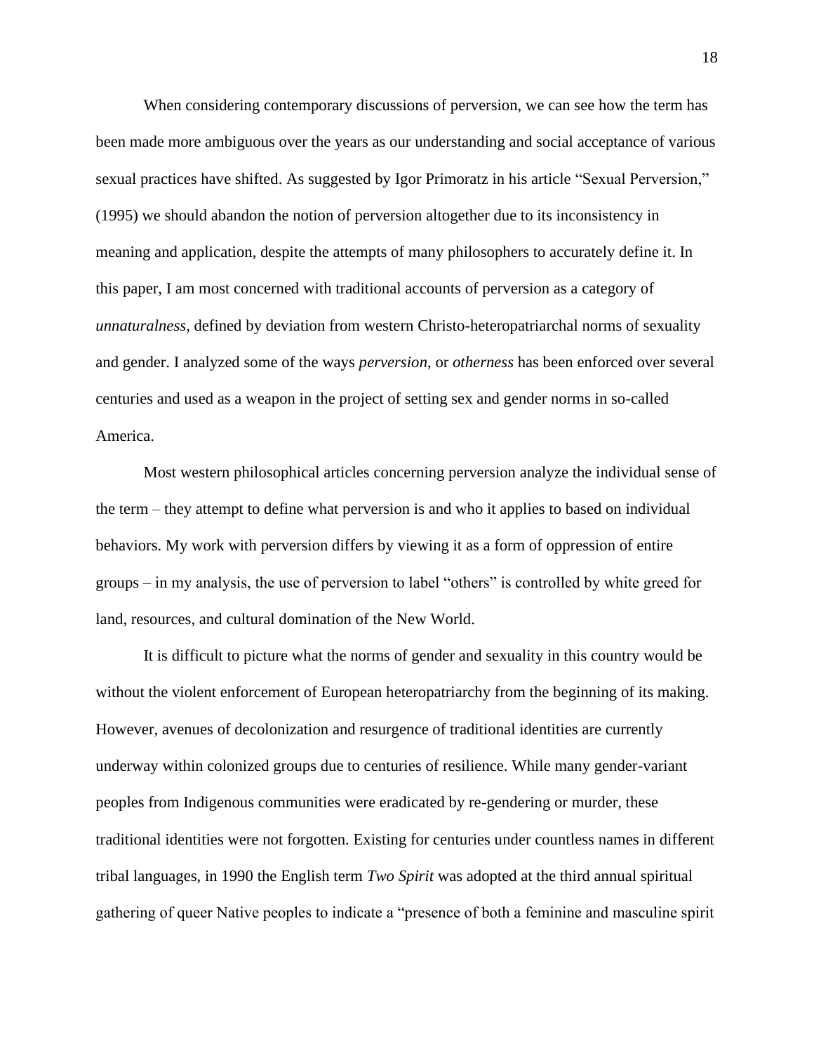When considering contemporary discussions of perversion, we can see how the term has been made more ambiguous over the years as our understanding and social acceptance of various sexual practices have shifted. As suggested by Igor Primoratz in his article "Sexual Perversion," (1995) we should abandon the notion of perversion altogether due to its inconsistency in meaning and application, despite the attempts of many philosophers to accurately define it. In this paper, I am most concerned with traditional accounts of perversion as a category of *unnaturalness*, defined by deviation from western Christo-heteropatriarchal norms of sexuality and gender. I analyzed some of the ways *perversion*, or *otherness* has been enforced over several centuries and used as a weapon in the project of setting sex and gender norms in so-called America.

Most western philosophical articles concerning perversion analyze the individual sense of the term – they attempt to define what perversion is and who it applies to based on individual behaviors. My work with perversion differs by viewing it as a form of oppression of entire groups – in my analysis, the use of perversion to label "others" is controlled by white greed for land, resources, and cultural domination of the New World.

It is difficult to picture what the norms of gender and sexuality in this country would be without the violent enforcement of European heteropatriarchy from the beginning of its making. However, avenues of decolonization and resurgence of traditional identities are currently underway within colonized groups due to centuries of resilience. While many gender-variant peoples from Indigenous communities were eradicated by re-gendering or murder, these traditional identities were not forgotten. Existing for centuries under countless names in different tribal languages, in 1990 the English term *Two Spirit* was adopted at the third annual spiritual gathering of queer Native peoples to indicate a "presence of both a feminine and masculine spirit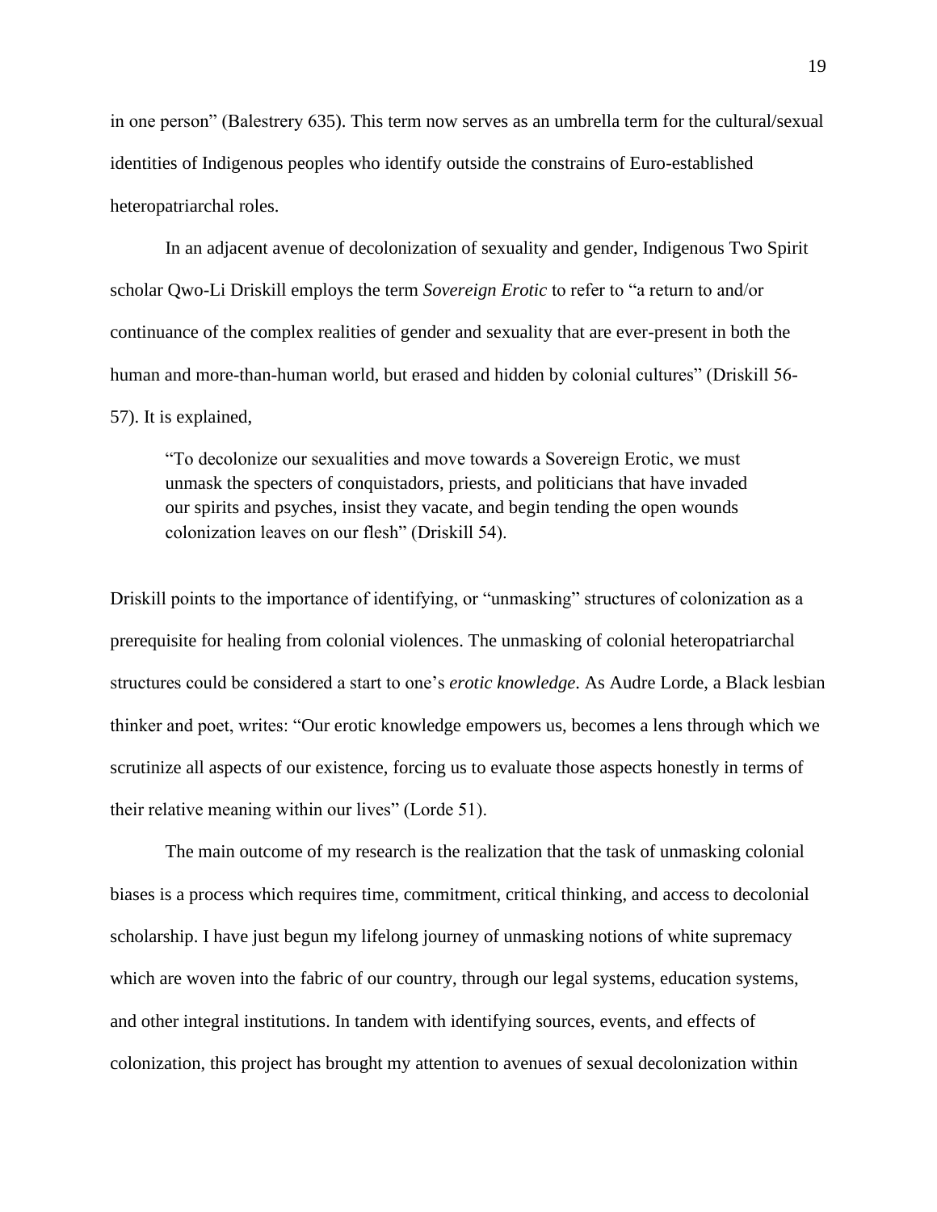in one person" (Balestrery 635). This term now serves as an umbrella term for the cultural/sexual identities of Indigenous peoples who identify outside the constrains of Euro-established heteropatriarchal roles.

In an adjacent avenue of decolonization of sexuality and gender, Indigenous Two Spirit scholar Qwo-Li Driskill employs the term *Sovereign Erotic* to refer to "a return to and/or continuance of the complex realities of gender and sexuality that are ever-present in both the human and more-than-human world, but erased and hidden by colonial cultures" (Driskill 56-57). It is explained,

> "To decolonize our sexualities and move towards a Sovereign Erotic, we must unmask the specters of conquistadors, priests, and politicians that have invaded our spirits and psyches, insist they vacate, and begin tending the open wounds colonization leaves on our flesh" (Driskill 54).

Driskill points to the importance of identifying, or "unmasking" structures of colonization as a prerequisite for healing from colonial violences. The unmasking of colonial heteropatriarchal structures could be considered a start to one's *erotic knowledge*. As Audre Lorde, a Black lesbian thinker and poet, writes: "Our erotic knowledge empowers us, becomes a lens through which we scrutinize all aspects of our existence, forcing us to evaluate those aspects honestly in terms of their relative meaning within our lives" (Lorde 51).

The main outcome of my research is the realization that the task of unmasking colonial biases is a process which requires time, commitment, critical thinking, and access to decolonial scholarship. I have just begun my lifelong journey of unmasking notions of white supremacy which are woven into the fabric of our country, through our legal systems, education systems, and other integral institutions. In tandem with identifying sources, events, and effects of colonization, this project has brought my attention to avenues of sexual decolonization within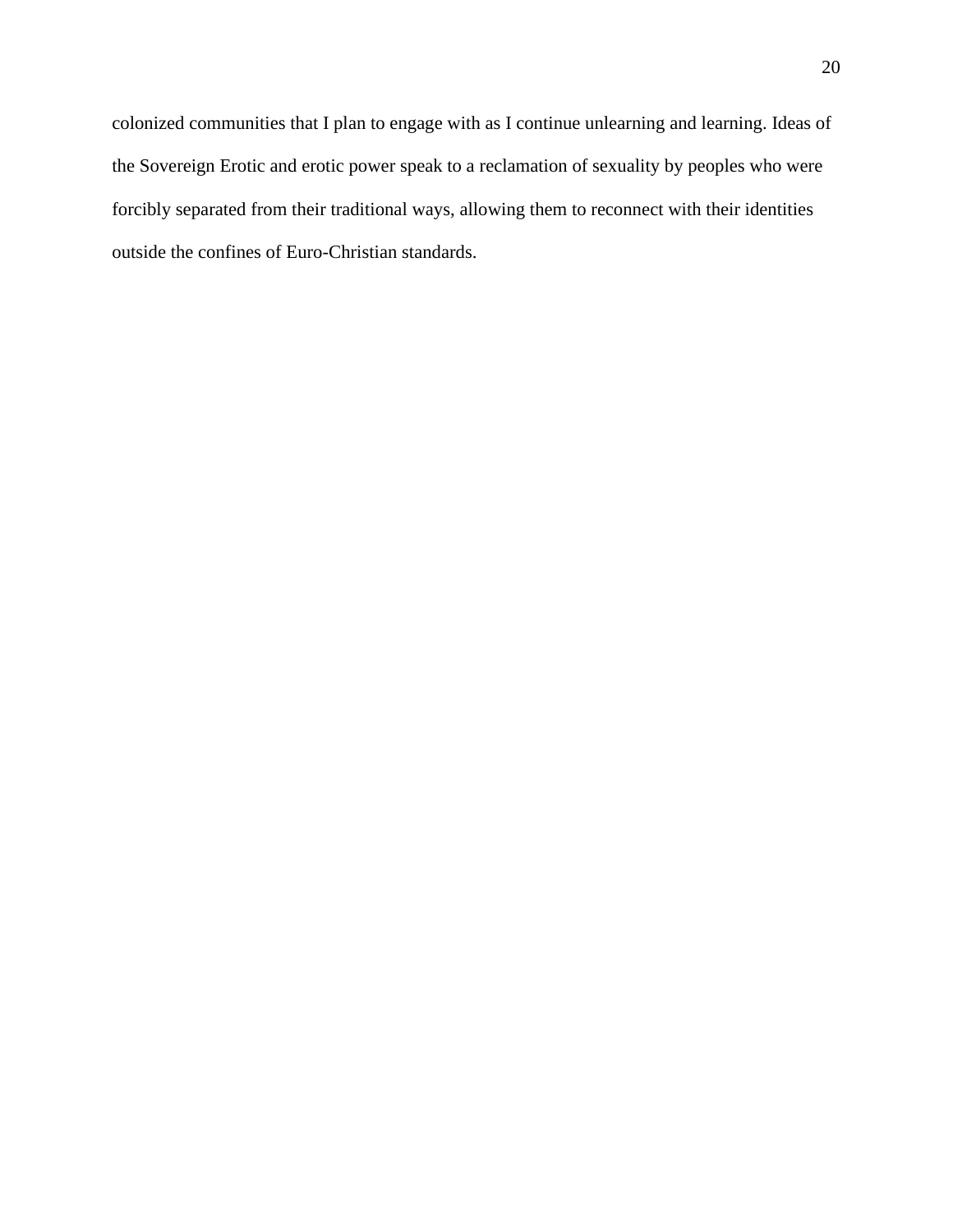colonized communities that I plan to engage with as I continue unlearning and learning. Ideas of the Sovereign Erotic and erotic power speak to a reclamation of sexuality by peoples who were forcibly separated from their traditional ways, allowing them to reconnect with their identities outside the confines of Euro-Christian standards.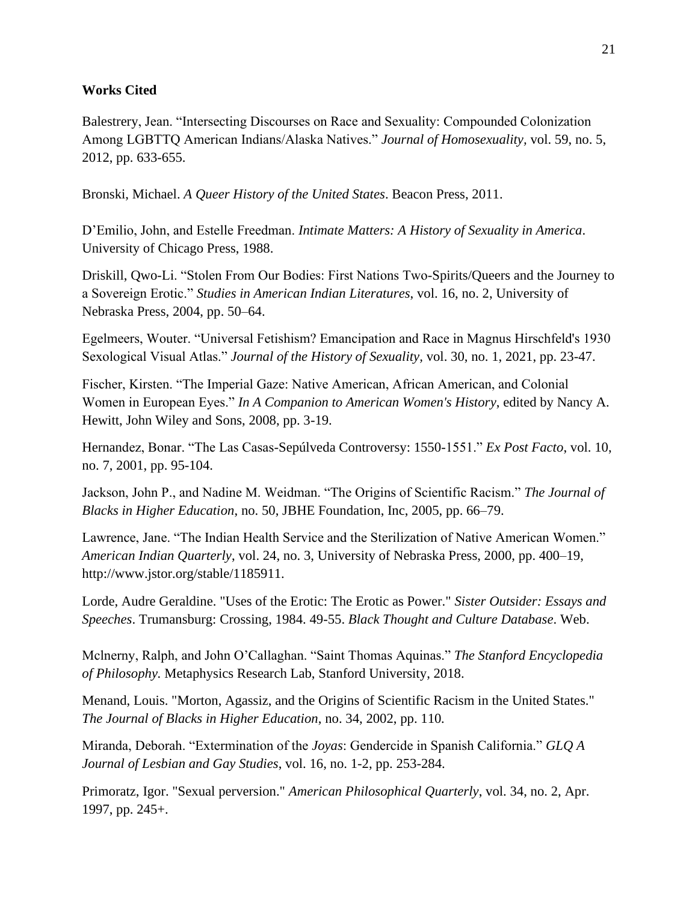**Works Cited**

Balestrery, Jean. "Intersecting Discourses on Race and Sexuality: Compounded Colonization Among LGBTTQ American Indians/Alaska Natives." *Journal of Homosexuality*, vol. 59, no. 5, 2012, pp. 633-655.

Bronski, Michael. *A Queer History of the United States*. Beacon Press, 2011.

D'Emilio, John, and Estelle Freedman. *Intimate Matters: A History of Sexuality in America*. University of Chicago Press, 1988.

Driskill, Qwo-Li. "Stolen From Our Bodies: First Nations Two-Spirits/Queers and the Journey to a Sovereign Erotic." *Studies in American Indian Literatures*, vol. 16, no. 2, University of Nebraska Press, 2004, pp. 50–64.

Egelmeers, Wouter. "Universal Fetishism? Emancipation and Race in Magnus Hirschfeld's 1930 Sexological Visual Atlas." *Journal of the History of Sexuality*, vol. 30, no. 1, 2021, pp. 23-47.

Fischer, Kirsten. "The Imperial Gaze: Native American, African American, and Colonial Women in European Eyes." *In A Companion to American Women's History*, edited by Nancy A. Hewitt, John Wiley and Sons, 2008, pp. 3-19.

Hernandez, Bonar. "The Las Casas-Sepúlveda Controversy: 1550-1551." *Ex Post Facto*, vol. 10, no. 7, 2001, pp. 95-104.

Jackson, John P., and Nadine M. Weidman. "The Origins of Scientific Racism." *The Journal of Blacks in Higher Education*, no. 50, JBHE Foundation, Inc, 2005, pp. 66–79.

Lawrence, Jane. "The Indian Health Service and the Sterilization of Native American Women." *American Indian Quarterly*, vol. 24, no. 3, University of Nebraska Press, 2000, pp. 400–19, http://www.jstor.org/stable/1185911.

Lorde, Audre Geraldine. "Uses of the Erotic: The Erotic as Power." *Sister Outsider: Essays and Speeches*. Trumansburg: Crossing, 1984. 49-55. *Black Thought and Culture Database*. Web.

Mclnerny, Ralph, and John O'Callaghan. "Saint Thomas Aquinas." *The Stanford Encyclopedia of Philosophy.* Metaphysics Research Lab, Stanford University, 2018.

Menand, Louis. "Morton, Agassiz, and the Origins of Scientific Racism in the United States." *The Journal of Blacks in Higher Education*, no. 34, 2002, pp. 110.

Miranda, Deborah. "Extermination of the *Joyas*: Gendercide in Spanish California." *GLQ A Journal of Lesbian and Gay Studies*, vol. 16, no. 1-2, pp. 253-284.

Primoratz, Igor. "Sexual perversion." *American Philosophical Quarterly*, vol. 34, no. 2, Apr. 1997, pp. 245+.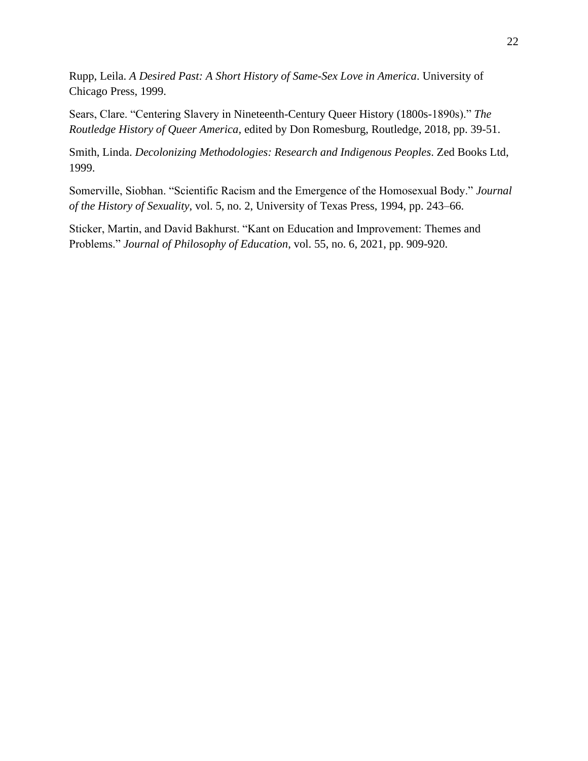Rupp, Leila. *A Desired Past: A Short History of Same-Sex Love in America*. University of Chicago Press, 1999.

Sears, Clare. "Centering Slavery in Nineteenth-Century Queer History (1800s-1890s)." *The Routledge History of Queer America,* edited by Don Romesburg, Routledge, 2018, pp. 39-51.

Smith, Linda. *Decolonizing Methodologies: Research and Indigenous Peoples*. Zed Books Ltd, 1999.

Somerville, Siobhan. "Scientific Racism and the Emergence of the Homosexual Body." *Journal of the History of Sexuality*, vol. 5, no. 2, University of Texas Press, 1994, pp. 243–66.

Sticker, Martin, and David Bakhurst. "Kant on Education and Improvement: Themes and Problems." *Journal of Philosophy of Education*, vol. 55, no. 6, 2021, pp. 909-920.